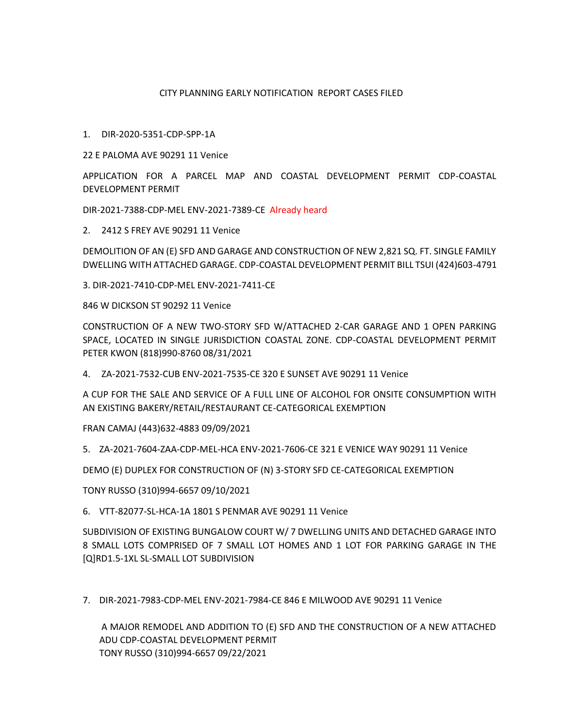CITY PLANNING EARLY NOTIFICATION REPORT CASES FILED

1. DIR-2020-5351-CDP-SPP-1A

22 E PALOMA AVE 90291 11 Venice

APPLICATION FOR A PARCEL MAP AND COASTAL DEVELOPMENT PERMIT CDP-COASTAL DEVELOPMENT PERMIT

DIR-2021-7388-CDP-MEL ENV-2021-7389-CE Already heard

2. 2412 S FREY AVE 90291 11 Venice

DEMOLITION OF AN (E) SFD AND GARAGE AND CONSTRUCTION OF NEW 2,821 SQ. FT. SINGLE FAMILY DWELLING WITH ATTACHED GARAGE. CDP-COASTAL DEVELOPMENT PERMIT BILL TSUI (424)603-4791

3. DIR-2021-7410-CDP-MEL ENV-2021-7411-CE

846 W DICKSON ST 90292 11 Venice

CONSTRUCTION OF A NEW TWO-STORY SFD W/ATTACHED 2-CAR GARAGE AND 1 OPEN PARKING SPACE, LOCATED IN SINGLE JURISDICTION COASTAL ZONE. CDP-COASTAL DEVELOPMENT PERMIT PETER KWON (818)990-8760 08/31/2021

4. ZA-2021-7532-CUB ENV-2021-7535-CE 320 E SUNSET AVE 90291 11 Venice

A CUP FOR THE SALE AND SERVICE OF A FULL LINE OF ALCOHOL FOR ONSITE CONSUMPTION WITH AN EXISTING BAKERY/RETAIL/RESTAURANT CE-CATEGORICAL EXEMPTION

FRAN CAMAJ (443)632-4883 09/09/2021

5. ZA-2021-7604-ZAA-CDP-MEL-HCA ENV-2021-7606-CE 321 E VENICE WAY 90291 11 Venice

DEMO (E) DUPLEX FOR CONSTRUCTION OF (N) 3-STORY SFD CE-CATEGORICAL EXEMPTION

TONY RUSSO (310)994-6657 09/10/2021

6. VTT-82077-SL-HCA-1A 1801 S PENMAR AVE 90291 11 Venice

SUBDIVISION OF EXISTING BUNGALOW COURT W/ 7 DWELLING UNITS AND DETACHED GARAGE INTO 8 SMALL LOTS COMPRISED OF 7 SMALL LOT HOMES AND 1 LOT FOR PARKING GARAGE IN THE [Q]RD1.5-1XL SL-SMALL LOT SUBDIVISION

7. DIR-2021-7983-CDP-MEL ENV-2021-7984-CE 846 E MILWOOD AVE 90291 11 Venice

A MAJOR REMODEL AND ADDITION TO (E) SFD AND THE CONSTRUCTION OF A NEW ATTACHED ADU CDP-COASTAL DEVELOPMENT PERMIT
TONY RUSSO (310)994-6657 09/22/2021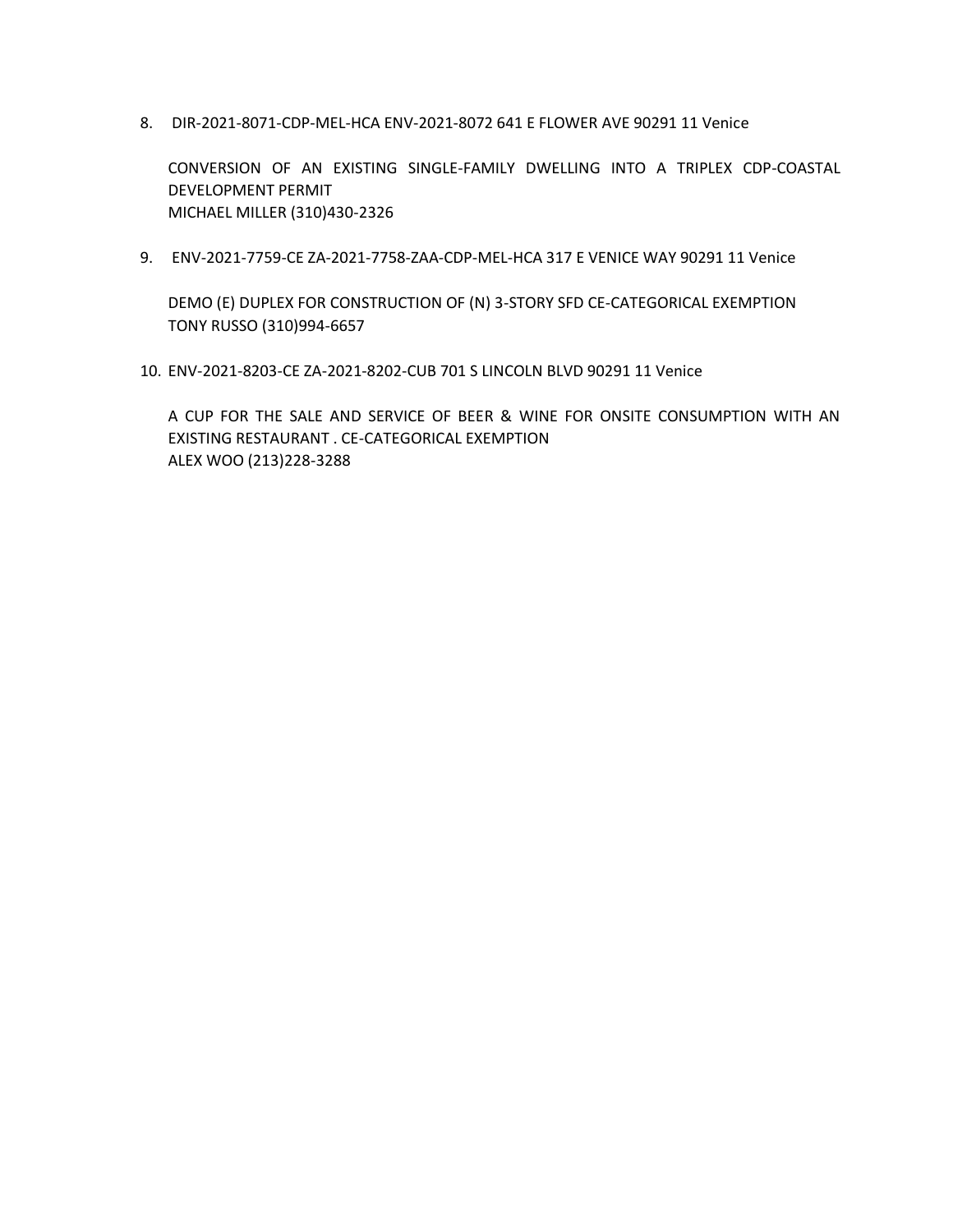8. DIR-2021-8071-CDP-MEL-HCA ENV-2021-8072 641 E FLOWER AVE 90291 11 Venice

   CONVERSION OF AN EXISTING SINGLE-FAMILY DWELLING INTO A TRIPLEX CDP-COASTAL DEVELOPMENT PERMIT
   MICHAEL MILLER (310)430-2326

9. ENV-2021-7759-CE ZA-2021-7758-ZAA-CDP-MEL-HCA 317 E VENICE WAY 90291 11 Venice

   DEMO (E) DUPLEX FOR CONSTRUCTION OF (N) 3-STORY SFD CE-CATEGORICAL EXEMPTION
   TONY RUSSO (310)994-6657

10. ENV-2021-8203-CE ZA-2021-8202-CUB 701 S LINCOLN BLVD 90291 11 Venice

    A CUP FOR THE SALE AND SERVICE OF BEER & WINE FOR ONSITE CONSUMPTION WITH AN EXISTING RESTAURANT . CE-CATEGORICAL EXEMPTION
    ALEX WOO (213)228-3288